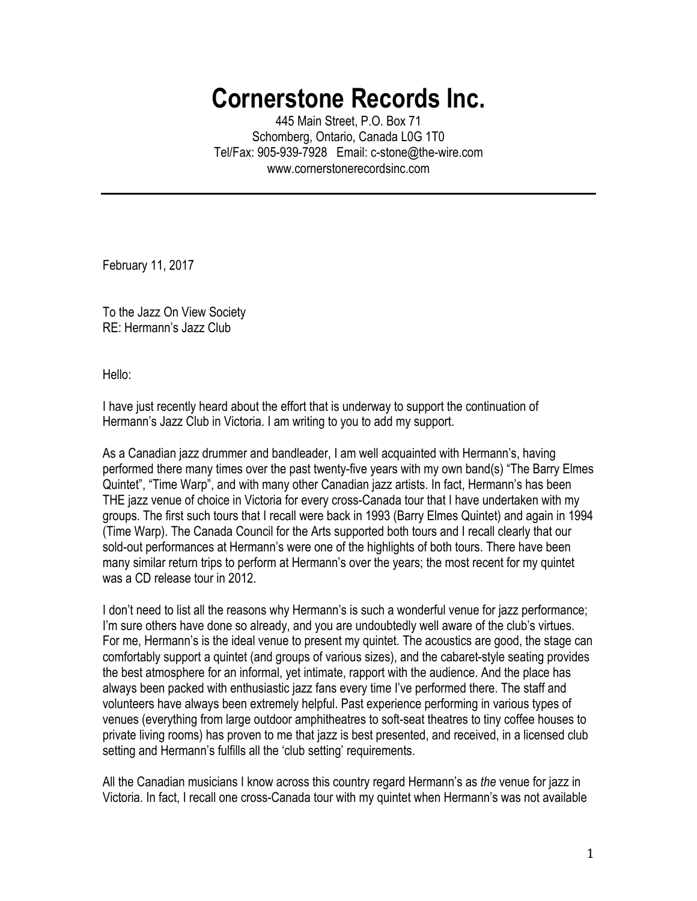# Cornerstone Records Inc.

445 Main Street, P.O. Box 71
Schomberg, Ontario, Canada L0G 1T0
Tel/Fax: 905-939-7928 Email: c-stone@the-wire.com
www.cornerstonerecordsinc.com

---

February 11, 2017

To the Jazz On View Society
RE: Hermann's Jazz Club

Hello:

I have just recently heard about the effort that is underway to support the continuation of Hermann's Jazz Club in Victoria. I am writing to you to add my support.

As a Canadian jazz drummer and bandleader, I am well acquainted with Hermann's, having performed there many times over the past twenty-five years with my own band(s) "The Barry Elmes Quintet", "Time Warp", and with many other Canadian jazz artists. In fact, Hermann's has been THE jazz venue of choice in Victoria for every cross-Canada tour that I have undertaken with my groups. The first such tours that I recall were back in 1993 (Barry Elmes Quintet) and again in 1994 (Time Warp). The Canada Council for the Arts supported both tours and I recall clearly that our sold-out performances at Hermann's were one of the highlights of both tours. There have been many similar return trips to perform at Hermann's over the years; the most recent for my quintet was a CD release tour in 2012.

I don't need to list all the reasons why Hermann's is such a wonderful venue for jazz performance; I'm sure others have done so already, and you are undoubtedly well aware of the club's virtues. For me, Hermann's is the ideal venue to present my quintet. The acoustics are good, the stage can comfortably support a quintet (and groups of various sizes), and the cabaret-style seating provides the best atmosphere for an informal, yet intimate, rapport with the audience. And the place has always been packed with enthusiastic jazz fans every time I've performed there. The staff and volunteers have always been extremely helpful. Past experience performing in various types of venues (everything from large outdoor amphitheatres to soft-seat theatres to tiny coffee houses to private living rooms) has proven to me that jazz is best presented, and received, in a licensed club setting and Hermann's fulfills all the 'club setting' requirements.

All the Canadian musicians I know across this country regard Hermann's as *the* venue for jazz in Victoria. In fact, I recall one cross-Canada tour with my quintet when Hermann's was not available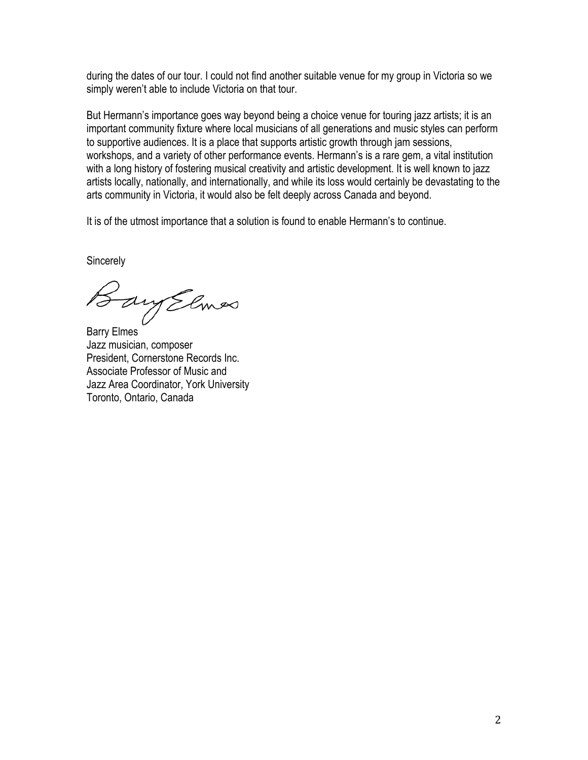during the dates of our tour. I could not find another suitable venue for my group in Victoria so we simply weren't able to include Victoria on that tour.

But Hermann's importance goes way beyond being a choice venue for touring jazz artists; it is an important community fixture where local musicians of all generations and music styles can perform to supportive audiences. It is a place that supports artistic growth through jam sessions, workshops, and a variety of other performance events. Hermann's is a rare gem, a vital institution with a long history of fostering musical creativity and artistic development. It is well known to jazz artists locally, nationally, and internationally, and while its loss would certainly be devastating to the arts community in Victoria, it would also be felt deeply across Canada and beyond.

It is of the utmost importance that a solution is found to enable Hermann's to continue.

Sincerely

Barry Elmes
Jazz musician, composer
President, Cornerstone Records Inc.
Associate Professor of Music and
Jazz Area Coordinator, York University
Toronto, Ontario, Canada